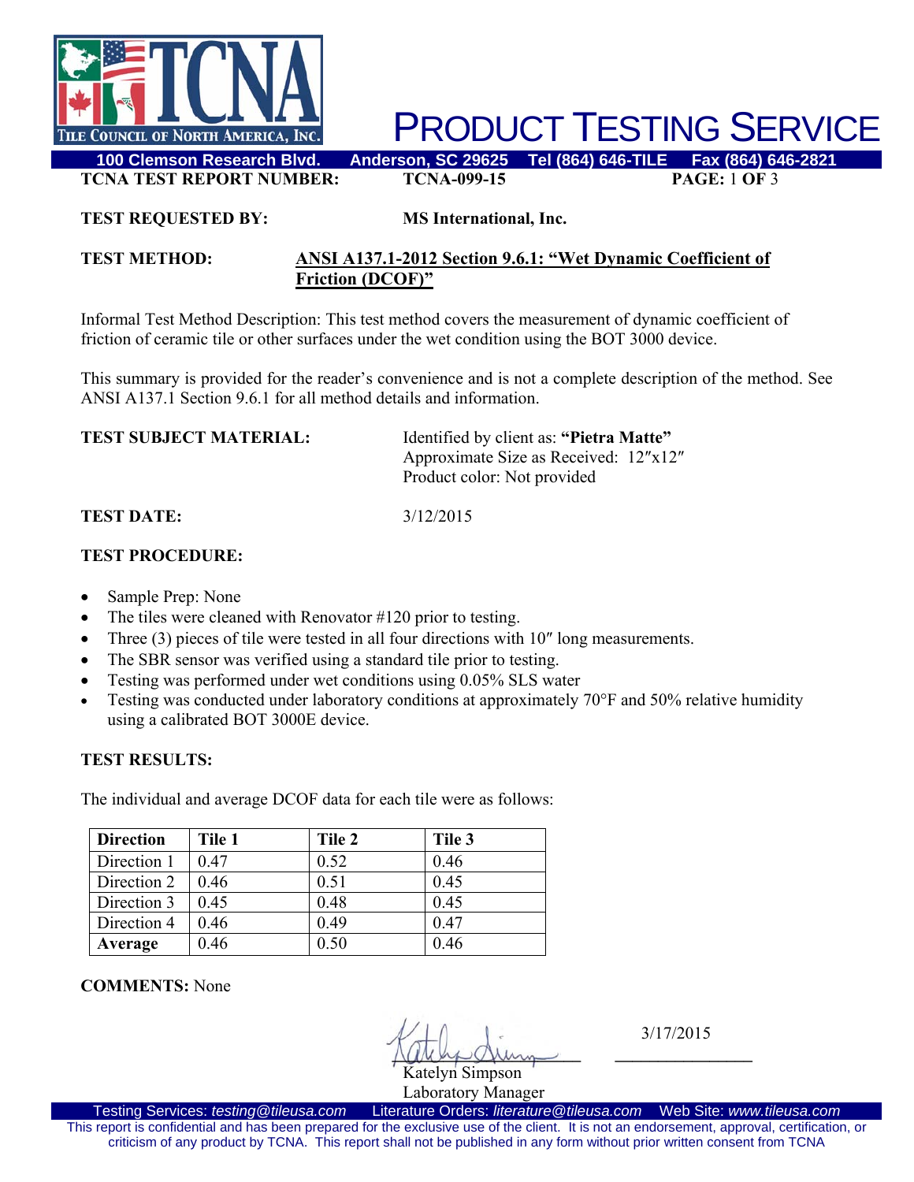# PRODUCT TESTING SERVICE

**100 Clemson Research Blvd. Anderson, SC 29625 Tel (864) 646-TILE Fax (864) 646-2821**

**TCNA TEST REPORT NUMBER:** **TCNA-099-15**

**TEST REQUESTED BY:** **MS International, Inc.**

**TEST METHOD:** **ANSI A137.1-2012 Section 9.6.1: "Wet Dynamic Coefficient of Friction (DCOF)"**

Informal Test Method Description: This test method covers the measurement of dynamic coefficient of friction of ceramic tile or other surfaces under the wet condition using the BOT 3000 device.

This summary is provided for the reader's convenience and is not a complete description of the method. See ANSI A137.1 Section 9.6.1 for all method details and information.

**TEST SUBJECT MATERIAL:** Identified by client as: **"Pietra Matte"**
Approximate Size as Received: 12″x12″
Product color: Not provided

**TEST DATE:** 3/12/2015

**TEST PROCEDURE:**

- Sample Prep: None
- The tiles were cleaned with Renovator #120 prior to testing.
- Three (3) pieces of tile were tested in all four directions with 10″ long measurements.
- The SBR sensor was verified using a standard tile prior to testing.
- Testing was performed under wet conditions using 0.05% SLS water
- Testing was conducted under laboratory conditions at approximately 70°F and 50% relative humidity using a calibrated BOT 3000E device.

**TEST RESULTS:**

The individual and average DCOF data for each tile were as follows:

| **Direction** | **Tile 1** | **Tile 2** | **Tile 3** |
|---|---|---|---|
| Direction 1 | 0.47 | 0.52 | 0.46 |
| Direction 2 | 0.46 | 0.51 | 0.45 |
| Direction 3 | 0.45 | 0.48 | 0.45 |
| Direction 4 | 0.46 | 0.49 | 0.47 |
| **Average** | 0.46 | 0.50 | 0.46 |

**COMMENTS:** None

Katelyn Simpson
Laboratory Manager

3/17/2015

Testing Services: *testing@tileusa.com* Literature Orders: *literature@tileusa.com* Web Site: *www.tileusa.com*

This report is confidential and has been prepared for the exclusive use of the client. It is not an endorsement, approval, certification, or criticism of any product by TCNA. This report shall not be published in any form without prior written consent from TCNA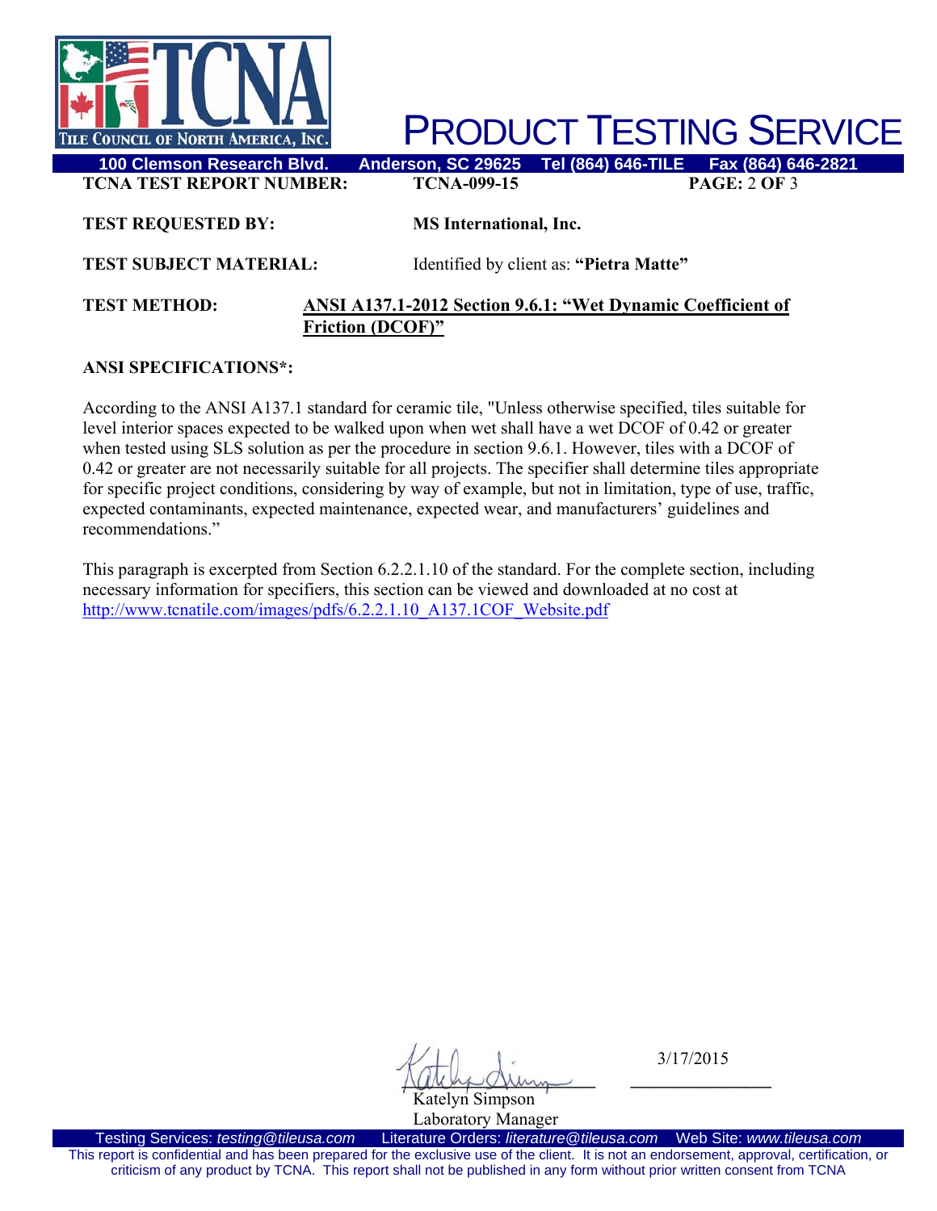**TCNA TEST REPORT NUMBER:** TCNA-099-15

**TEST REQUESTED BY:** MS International, Inc.

**TEST SUBJECT MATERIAL:** Identified by client as: **"Pietra Matte"**

**TEST METHOD:** **ANSI A137.1-2012 Section 9.6.1: "Wet Dynamic Coefficient of Friction (DCOF)"**

**ANSI SPECIFICATIONS*:**

According to the ANSI A137.1 standard for ceramic tile, "Unless otherwise specified, tiles suitable for level interior spaces expected to be walked upon when wet shall have a wet DCOF of 0.42 or greater when tested using SLS solution as per the procedure in section 9.6.1. However, tiles with a DCOF of 0.42 or greater are not necessarily suitable for all projects. The specifier shall determine tiles appropriate for specific project conditions, considering by way of example, but not in limitation, type of use, traffic, expected contaminants, expected maintenance, expected wear, and manufacturers' guidelines and recommendations."

This paragraph is excerpted from Section 6.2.2.1.10 of the standard. For the complete section, including necessary information for specifiers, this section can be viewed and downloaded at no cost at http://www.tcnatile.com/images/pdfs/6.2.2.1.10_A137.1COF_Website.pdf

Katelyn Simpson
Laboratory Manager

3/17/2015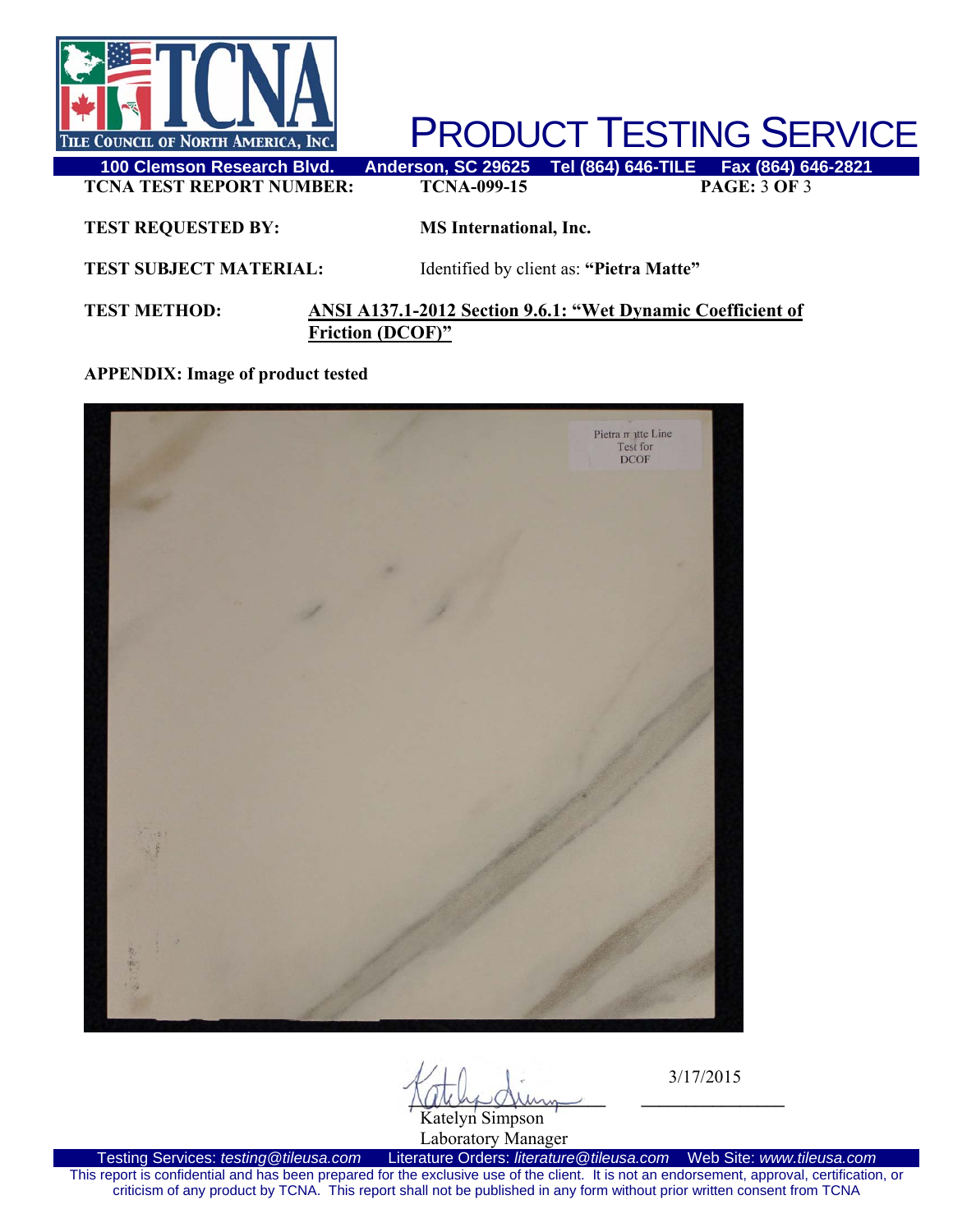**TCNA TEST REPORT NUMBER:** TCNA-099-15

**TEST REQUESTED BY:** MS International, Inc.

**TEST SUBJECT MATERIAL:** Identified by client as: **"Pietra Matte"**

**TEST METHOD:** **ANSI A137.1-2012 Section 9.6.1: "Wet Dynamic Coefficient of Friction (DCOF)"**

**APPENDIX: Image of product tested**

Katelyn Simpson
Laboratory Manager

3/17/2015

Testing Services: *testing@tileusa.com* Literature Orders: *literature@tileusa.com* Web Site: *www.tileusa.com*

This report is confidential and has been prepared for the exclusive use of the client. It is not an endorsement, approval, certification, or criticism of any product by TCNA. This report shall not be published in any form without prior written consent from TCNA